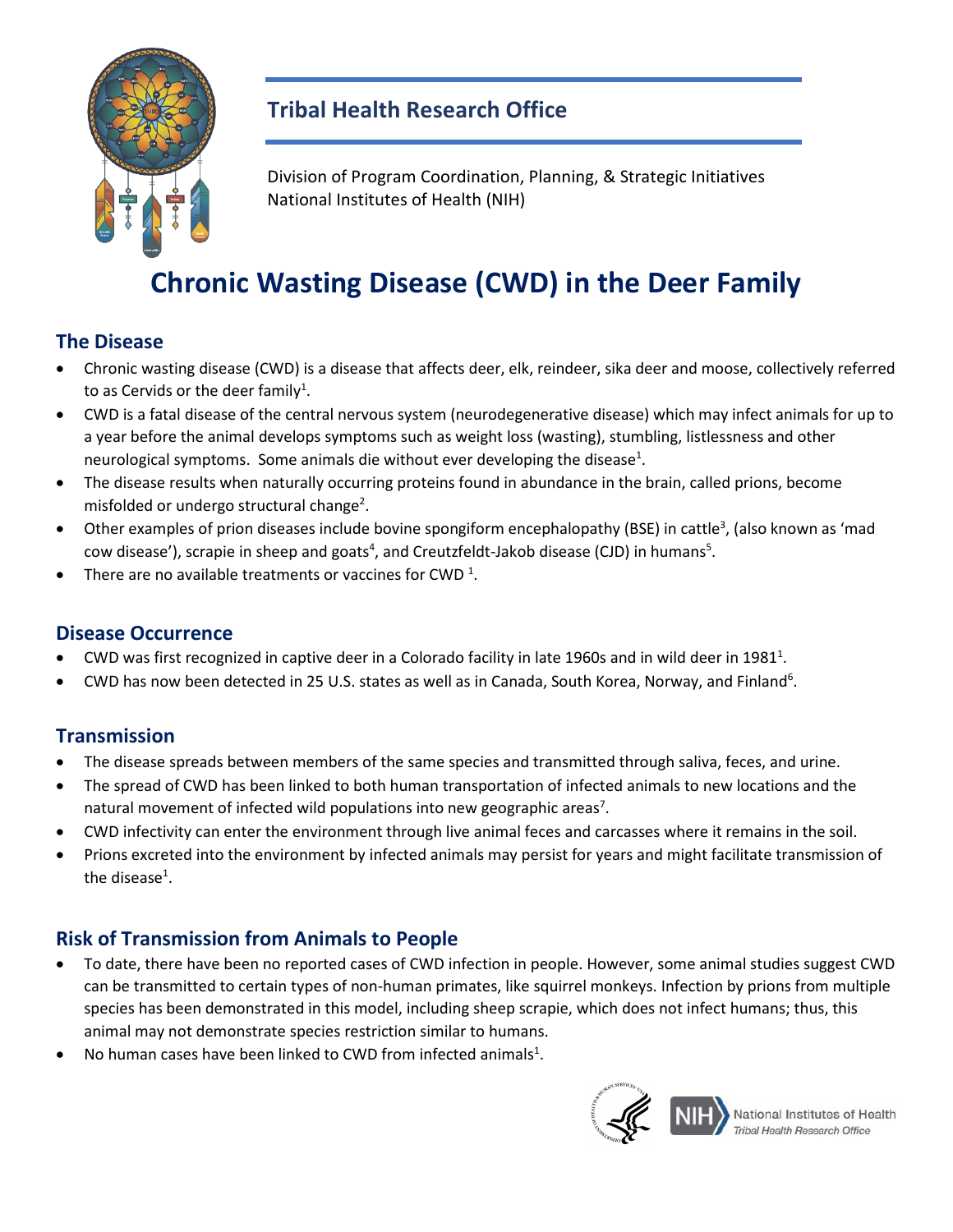## Tribal Health Research Office

Division of Program Coordination, Planning, & Strategic Initiatives
National Institutes of Health (NIH)

# Chronic Wasting Disease (CWD) in the Deer Family

## The Disease

- Chronic wasting disease (CWD) is a disease that affects deer, elk, reindeer, sika deer and moose, collectively referred to as Cervids or the deer family[1].
- CWD is a fatal disease of the central nervous system (neurodegenerative disease) which may infect animals for up to a year before the animal develops symptoms such as weight loss (wasting), stumbling, listlessness and other neurological symptoms. Some animals die without ever developing the disease[1].
- The disease results when naturally occurring proteins found in abundance in the brain, called prions, become misfolded or undergo structural change[2].
- Other examples of prion diseases include bovine spongiform encephalopathy (BSE) in cattle[3], (also known as 'mad cow disease'), scrapie in sheep and goats[4], and Creutzfeldt-Jakob disease (CJD) in humans[5].
- There are no available treatments or vaccines for CWD [1].

## Disease Occurrence

- CWD was first recognized in captive deer in a Colorado facility in late 1960s and in wild deer in 1981[1].
- CWD has now been detected in 25 U.S. states as well as in Canada, South Korea, Norway, and Finland[6].

## Transmission

- The disease spreads between members of the same species and transmitted through saliva, feces, and urine.
- The spread of CWD has been linked to both human transportation of infected animals to new locations and the natural movement of infected wild populations into new geographic areas[7].
- CWD infectivity can enter the environment through live animal feces and carcasses where it remains in the soil.
- Prions excreted into the environment by infected animals may persist for years and might facilitate transmission of the disease[1].

## Risk of Transmission from Animals to People

- To date, there have been no reported cases of CWD infection in people. However, some animal studies suggest CWD can be transmitted to certain types of non-human primates, like squirrel monkeys. Infection by prions from multiple species has been demonstrated in this model, including sheep scrapie, which does not infect humans; thus, this animal may not demonstrate species restriction similar to humans.
- No human cases have been linked to CWD from infected animals[1].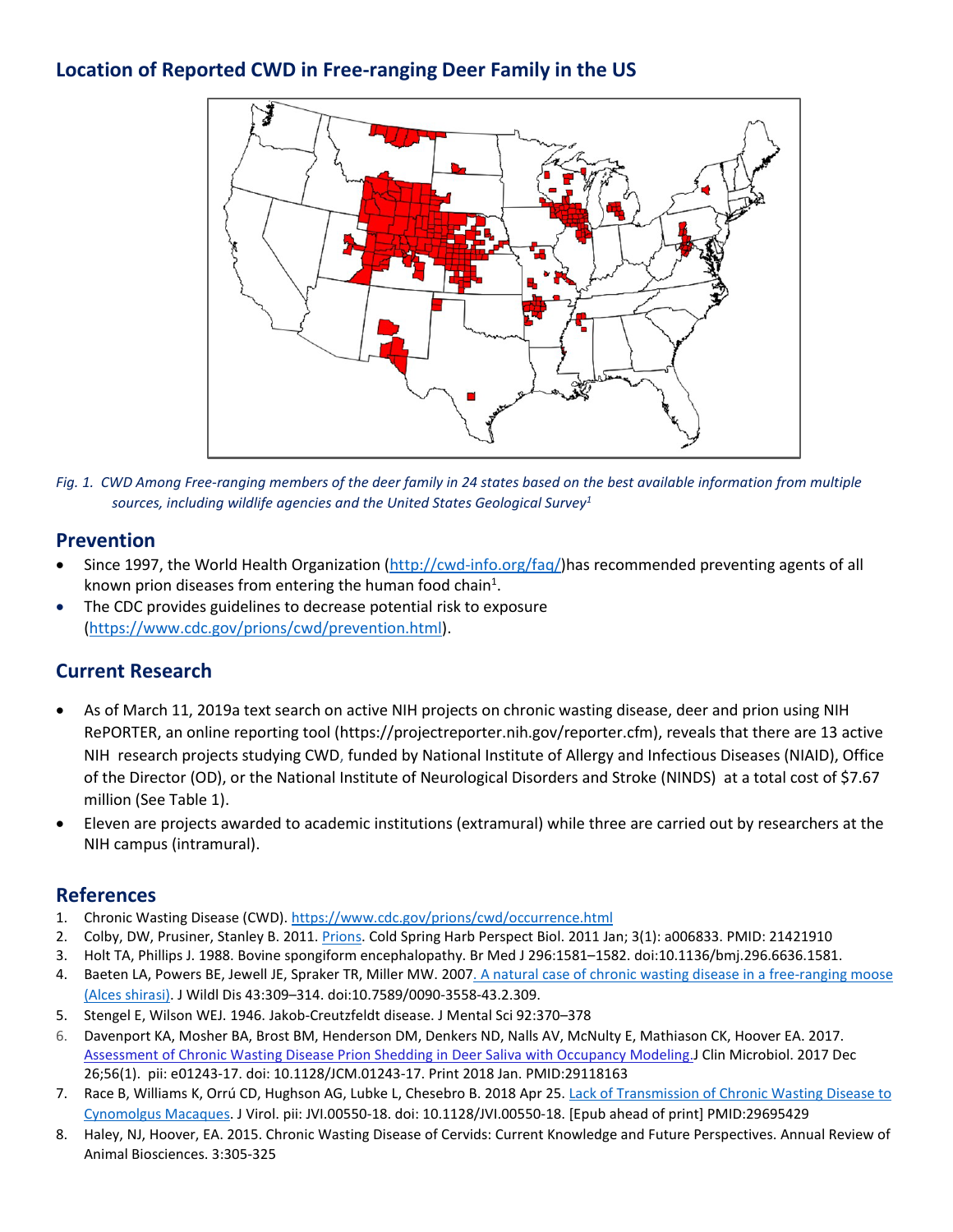## Location of Reported CWD in Free-ranging Deer Family in the US

*Fig. 1. CWD Among Free-ranging members of the deer family in 24 states based on the best available information from multiple sources, including wildlife agencies and the United States Geological Survey[1]*

## Prevention

- Since 1997, the World Health Organization (http://cwd-info.org/faq/)has recommended preventing agents of all known prion diseases from entering the human food chain[1].
- The CDC provides guidelines to decrease potential risk to exposure (https://www.cdc.gov/prions/cwd/prevention.html).

## Current Research

- As of March 11, 2019a text search on active NIH projects on chronic wasting disease, deer and prion using NIH RePORTER, an online reporting tool (https://projectreporter.nih.gov/reporter.cfm), reveals that there are 13 active NIH research projects studying CWD, funded by National Institute of Allergy and Infectious Diseases (NIAID), Office of the Director (OD), or the National Institute of Neurological Disorders and Stroke (NINDS) at a total cost of $7.67 million (See Table 1).
- Eleven are projects awarded to academic institutions (extramural) while three are carried out by researchers at the NIH campus (intramural).

## References

1. Chronic Wasting Disease (CWD). https://www.cdc.gov/prions/cwd/occurrence.html
2. Colby, DW, Prusiner, Stanley B. 2011. Prions. Cold Spring Harb Perspect Biol. 2011 Jan; 3(1): a006833. PMID: 21421910
3. Holt TA, Phillips J. 1988. Bovine spongiform encephalopathy. Br Med J 296:1581–1582. doi:10.1136/bmj.296.6636.1581.
4. Baeten LA, Powers BE, Jewell JE, Spraker TR, Miller MW. 2007. A natural case of chronic wasting disease in a free-ranging moose (Alces shirasi). J Wildl Dis 43:309–314. doi:10.7589/0090-3558-43.2.309.
5. Stengel E, Wilson WEJ. 1946. Jakob-Creutzfeldt disease. J Mental Sci 92:370–378
6. Davenport KA, Mosher BA, Brost BM, Henderson DM, Denkers ND, Nalls AV, McNulty E, Mathiason CK, Hoover EA. 2017. Assessment of Chronic Wasting Disease Prion Shedding in Deer Saliva with Occupancy Modeling. J Clin Microbiol. 2017 Dec 26;56(1). pii: e01243-17. doi: 10.1128/JCM.01243-17. Print 2018 Jan. PMID:29118163
7. Race B, Williams K, Orrú CD, Hughson AG, Lubke L, Chesebro B. 2018 Apr 25. Lack of Transmission of Chronic Wasting Disease to Cynomolgus Macaques. J Virol. pii: JVI.00550-18. doi: 10.1128/JVI.00550-18. [Epub ahead of print] PMID:29695429
8. Haley, NJ, Hoover, EA. 2015. Chronic Wasting Disease of Cervids: Current Knowledge and Future Perspectives. Annual Review of Animal Biosciences. 3:305-325